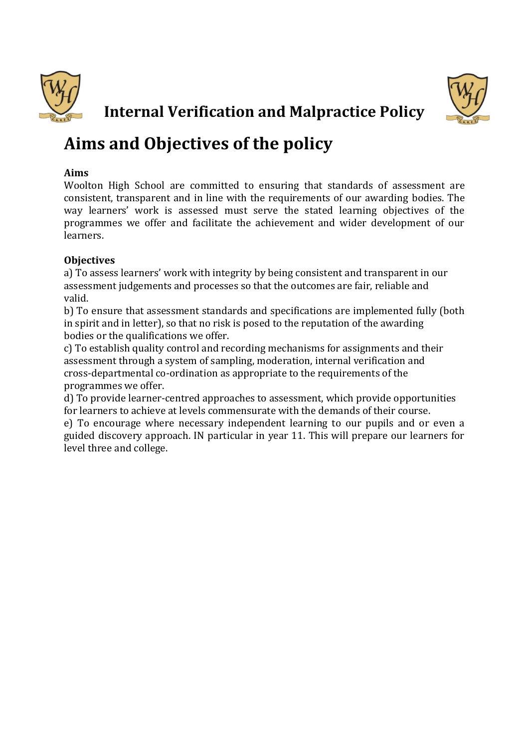# Internal Verification and Malpractice Policy

## Aims and Objectives of the policy

**Aims**

Woolton High School are committed to ensuring that standards of assessment are consistent, transparent and in line with the requirements of our awarding bodies. The way learners' work is assessed must serve the stated learning objectives of the programmes we offer and facilitate the achievement and wider development of our learners.

**Objectives**

a) To assess learners' work with integrity by being consistent and transparent in our assessment judgements and processes so that the outcomes are fair, reliable and valid.

b) To ensure that assessment standards and specifications are implemented fully (both in spirit and in letter), so that no risk is posed to the reputation of the awarding bodies or the qualifications we offer.

c) To establish quality control and recording mechanisms for assignments and their assessment through a system of sampling, moderation, internal verification and cross-departmental co-ordination as appropriate to the requirements of the programmes we offer.

d) To provide learner-centred approaches to assessment, which provide opportunities for learners to achieve at levels commensurate with the demands of their course.

e) To encourage where necessary independent learning to our pupils and or even a guided discovery approach. IN particular in year 11. This will prepare our learners for level three and college.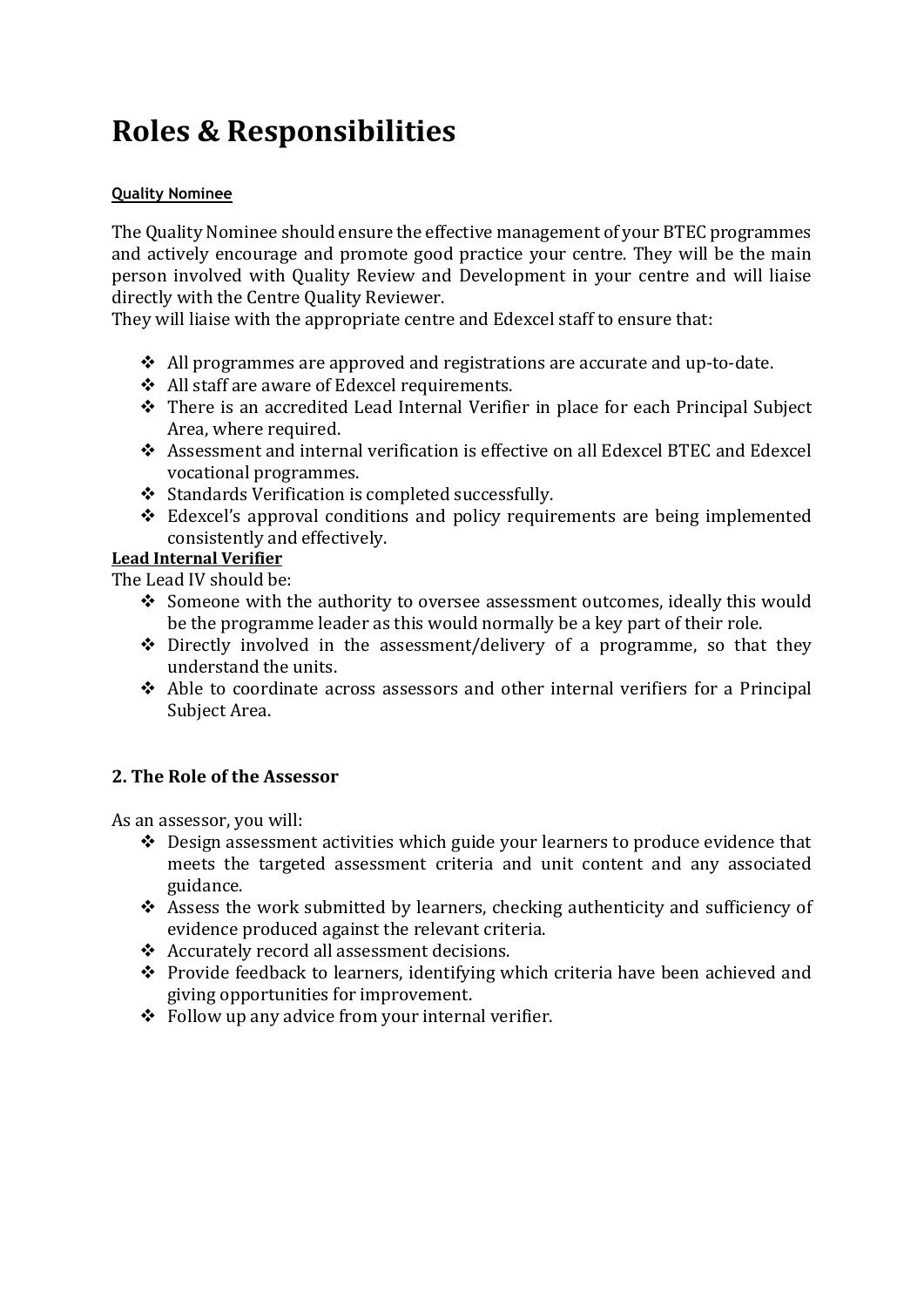# Roles & Responsibilities

**Quality Nominee**

The Quality Nominee should ensure the effective management of your BTEC programmes and actively encourage and promote good practice your centre. They will be the main person involved with Quality Review and Development in your centre and will liaise directly with the Centre Quality Reviewer.
They will liaise with the appropriate centre and Edexcel staff to ensure that:

- All programmes are approved and registrations are accurate and up-to-date.
- All staff are aware of Edexcel requirements.
- There is an accredited Lead Internal Verifier in place for each Principal Subject Area, where required.
- Assessment and internal verification is effective on all Edexcel BTEC and Edexcel vocational programmes.
- Standards Verification is completed successfully.
- Edexcel's approval conditions and policy requirements are being implemented consistently and effectively.

**Lead Internal Verifier**

The Lead IV should be:

- Someone with the authority to oversee assessment outcomes, ideally this would be the programme leader as this would normally be a key part of their role.
- Directly involved in the assessment/delivery of a programme, so that they understand the units.
- Able to coordinate across assessors and other internal verifiers for a Principal Subject Area.

## 2. The Role of the Assessor

As an assessor, you will:

- Design assessment activities which guide your learners to produce evidence that meets the targeted assessment criteria and unit content and any associated guidance.
- Assess the work submitted by learners, checking authenticity and sufficiency of evidence produced against the relevant criteria.
- Accurately record all assessment decisions.
- Provide feedback to learners, identifying which criteria have been achieved and giving opportunities for improvement.
- Follow up any advice from your internal verifier.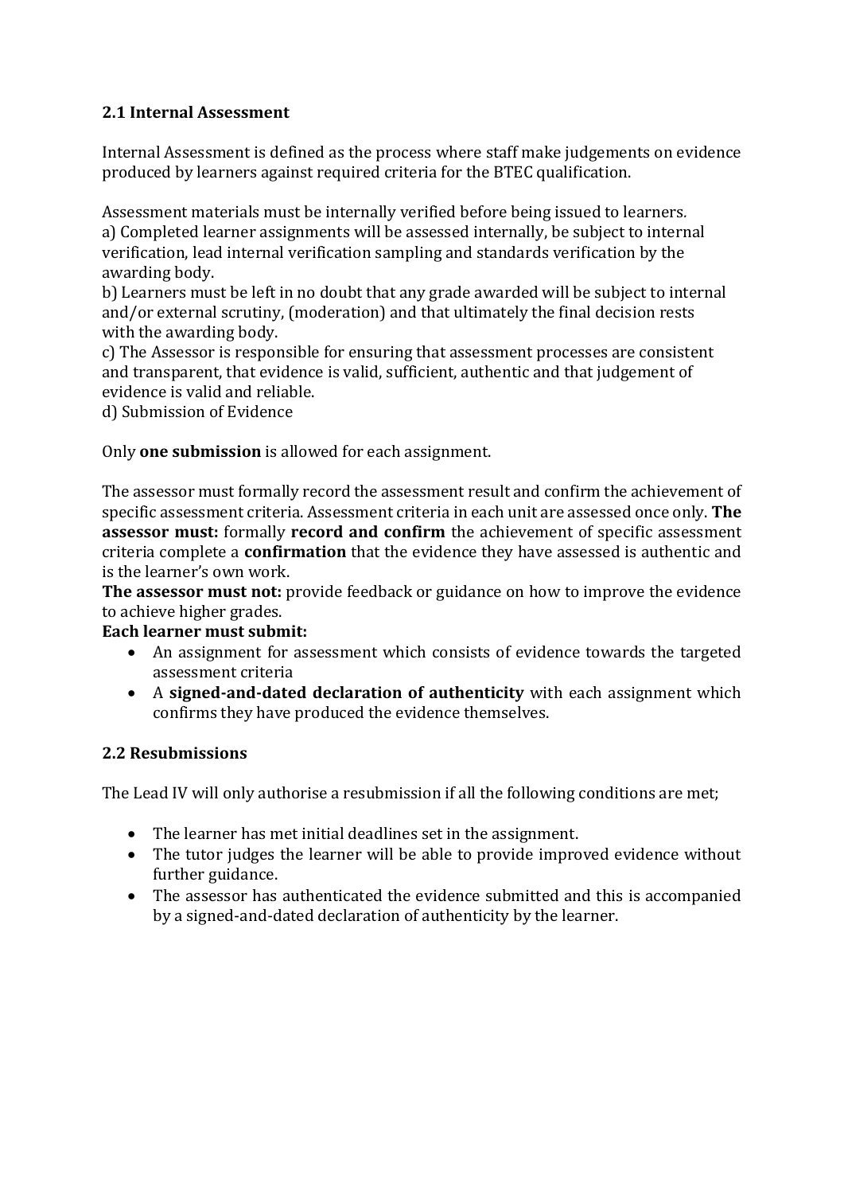### 2.1 Internal Assessment

Internal Assessment is defined as the process where staff make judgements on evidence produced by learners against required criteria for the BTEC qualification.

Assessment materials must be internally verified before being issued to learners.
a) Completed learner assignments will be assessed internally, be subject to internal verification, lead internal verification sampling and standards verification by the awarding body.
b) Learners must be left in no doubt that any grade awarded will be subject to internal and/or external scrutiny, (moderation) and that ultimately the final decision rests with the awarding body.
c) The Assessor is responsible for ensuring that assessment processes are consistent and transparent, that evidence is valid, sufficient, authentic and that judgement of evidence is valid and reliable.
d) Submission of Evidence

Only **one submission** is allowed for each assignment.

The assessor must formally record the assessment result and confirm the achievement of specific assessment criteria. Assessment criteria in each unit are assessed once only. **The assessor must:** formally **record and confirm** the achievement of specific assessment criteria complete a **confirmation** that the evidence they have assessed is authentic and is the learner's own work.
**The assessor must not:** provide feedback or guidance on how to improve the evidence to achieve higher grades.
**Each learner must submit:**

- An assignment for assessment which consists of evidence towards the targeted assessment criteria
- A **signed-and-dated declaration of authenticity** with each assignment which confirms they have produced the evidence themselves.

### 2.2 Resubmissions

The Lead IV will only authorise a resubmission if all the following conditions are met;

- The learner has met initial deadlines set in the assignment.
- The tutor judges the learner will be able to provide improved evidence without further guidance.
- The assessor has authenticated the evidence submitted and this is accompanied by a signed-and-dated declaration of authenticity by the learner.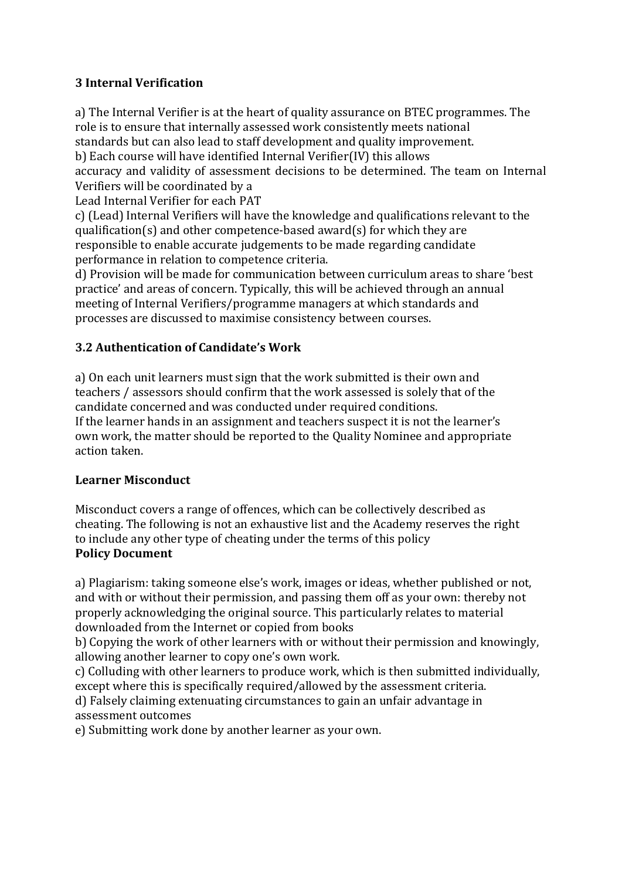## 3 Internal Verification

a) The Internal Verifier is at the heart of quality assurance on BTEC programmes. The role is to ensure that internally assessed work consistently meets national standards but can also lead to staff development and quality improvement.
b) Each course will have identified Internal Verifier(IV) this allows accuracy and validity of assessment decisions to be determined. The team on Internal Verifiers will be coordinated by a
Lead Internal Verifier for each PAT
c) (Lead) Internal Verifiers will have the knowledge and qualifications relevant to the qualification(s) and other competence-based award(s) for which they are responsible to enable accurate judgements to be made regarding candidate performance in relation to competence criteria.
d) Provision will be made for communication between curriculum areas to share 'best practice' and areas of concern. Typically, this will be achieved through an annual meeting of Internal Verifiers/programme managers at which standards and processes are discussed to maximise consistency between courses.

### 3.2 Authentication of Candidate's Work

a) On each unit learners must sign that the work submitted is their own and teachers / assessors should confirm that the work assessed is solely that of the candidate concerned and was conducted under required conditions.
If the learner hands in an assignment and teachers suspect it is not the learner's own work, the matter should be reported to the Quality Nominee and appropriate action taken.

### Learner Misconduct

Misconduct covers a range of offences, which can be collectively described as cheating. The following is not an exhaustive list and the Academy reserves the right to include any other type of cheating under the terms of this policy
**Policy Document**

a) Plagiarism: taking someone else's work, images or ideas, whether published or not, and with or without their permission, and passing them off as your own: thereby not properly acknowledging the original source. This particularly relates to material downloaded from the Internet or copied from books
b) Copying the work of other learners with or without their permission and knowingly, allowing another learner to copy one's own work.
c) Colluding with other learners to produce work, which is then submitted individually, except where this is specifically required/allowed by the assessment criteria.
d) Falsely claiming extenuating circumstances to gain an unfair advantage in assessment outcomes
e) Submitting work done by another learner as your own.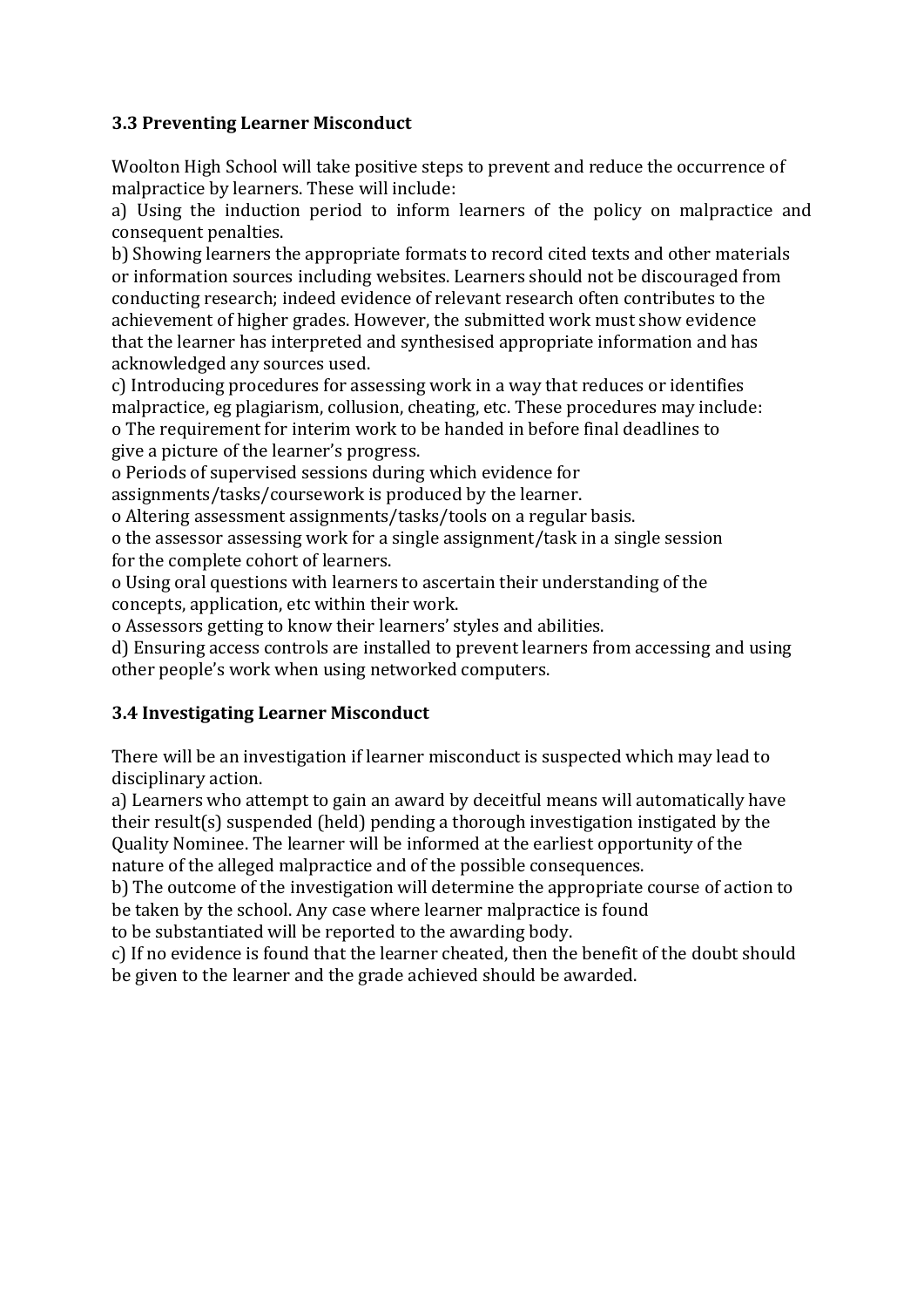### 3.3 Preventing Learner Misconduct

Woolton High School will take positive steps to prevent and reduce the occurrence of malpractice by learners. These will include:

a) Using the induction period to inform learners of the policy on malpractice and consequent penalties.

b) Showing learners the appropriate formats to record cited texts and other materials or information sources including websites. Learners should not be discouraged from conducting research; indeed evidence of relevant research often contributes to the achievement of higher grades. However, the submitted work must show evidence that the learner has interpreted and synthesised appropriate information and has acknowledged any sources used.

c) Introducing procedures for assessing work in a way that reduces or identifies malpractice, eg plagiarism, collusion, cheating, etc. These procedures may include:

- The requirement for interim work to be handed in before final deadlines to give a picture of the learner's progress.
- Periods of supervised sessions during which evidence for assignments/tasks/coursework is produced by the learner.
- Altering assessment assignments/tasks/tools on a regular basis.
- the assessor assessing work for a single assignment/task in a single session for the complete cohort of learners.
- Using oral questions with learners to ascertain their understanding of the concepts, application, etc within their work.
- Assessors getting to know their learners' styles and abilities.

d) Ensuring access controls are installed to prevent learners from accessing and using other people's work when using networked computers.

### 3.4 Investigating Learner Misconduct

There will be an investigation if learner misconduct is suspected which may lead to disciplinary action.

a) Learners who attempt to gain an award by deceitful means will automatically have their result(s) suspended (held) pending a thorough investigation instigated by the Quality Nominee. The learner will be informed at the earliest opportunity of the nature of the alleged malpractice and of the possible consequences.

b) The outcome of the investigation will determine the appropriate course of action to be taken by the school. Any case where learner malpractice is found to be substantiated will be reported to the awarding body.

c) If no evidence is found that the learner cheated, then the benefit of the doubt should be given to the learner and the grade achieved should be awarded.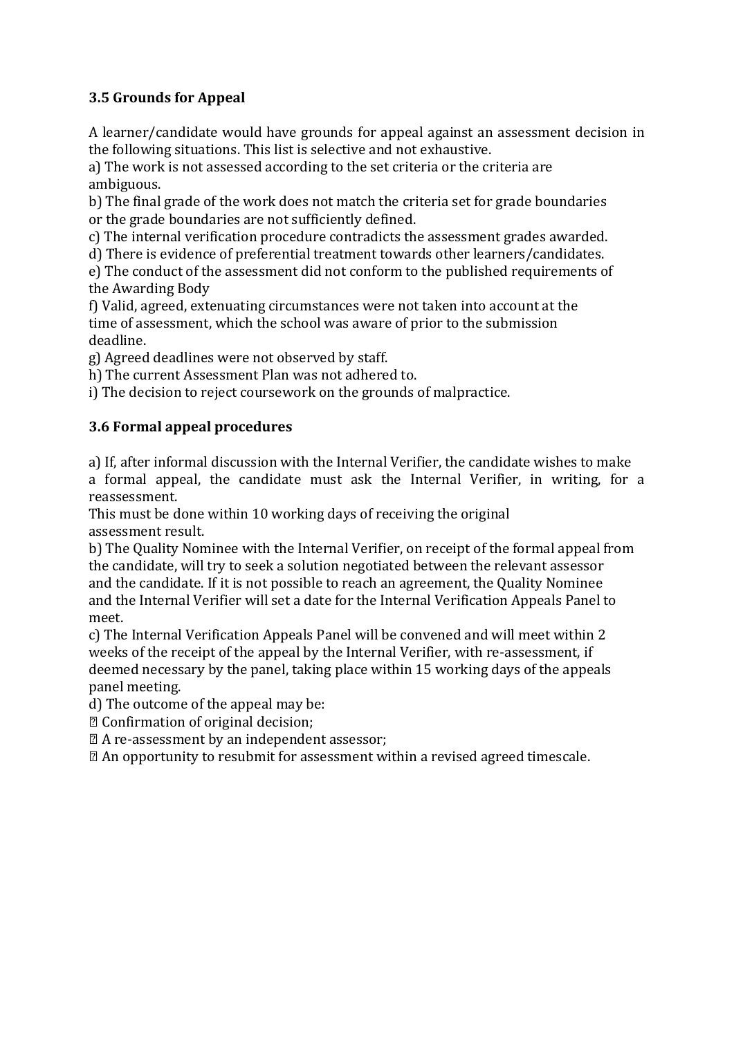### 3.5 Grounds for Appeal

A learner/candidate would have grounds for appeal against an assessment decision in the following situations. This list is selective and not exhaustive.

a) The work is not assessed according to the set criteria or the criteria are ambiguous.

b) The final grade of the work does not match the criteria set for grade boundaries or the grade boundaries are not sufficiently defined.

c) The internal verification procedure contradicts the assessment grades awarded.

d) There is evidence of preferential treatment towards other learners/candidates.

e) The conduct of the assessment did not conform to the published requirements of the Awarding Body

f) Valid, agreed, extenuating circumstances were not taken into account at the time of assessment, which the school was aware of prior to the submission deadline.

g) Agreed deadlines were not observed by staff.

h) The current Assessment Plan was not adhered to.

i) The decision to reject coursework on the grounds of malpractice.

### 3.6 Formal appeal procedures

a) If, after informal discussion with the Internal Verifier, the candidate wishes to make a formal appeal, the candidate must ask the Internal Verifier, in writing, for a reassessment.

This must be done within 10 working days of receiving the original assessment result.

b) The Quality Nominee with the Internal Verifier, on receipt of the formal appeal from the candidate, will try to seek a solution negotiated between the relevant assessor and the candidate. If it is not possible to reach an agreement, the Quality Nominee and the Internal Verifier will set a date for the Internal Verification Appeals Panel to meet.

c) The Internal Verification Appeals Panel will be convened and will meet within 2 weeks of the receipt of the appeal by the Internal Verifier, with re-assessment, if deemed necessary by the panel, taking place within 15 working days of the appeals panel meeting.

d) The outcome of the appeal may be:

- Confirmation of original decision;
- A re-assessment by an independent assessor;
- An opportunity to resubmit for assessment within a revised agreed timescale.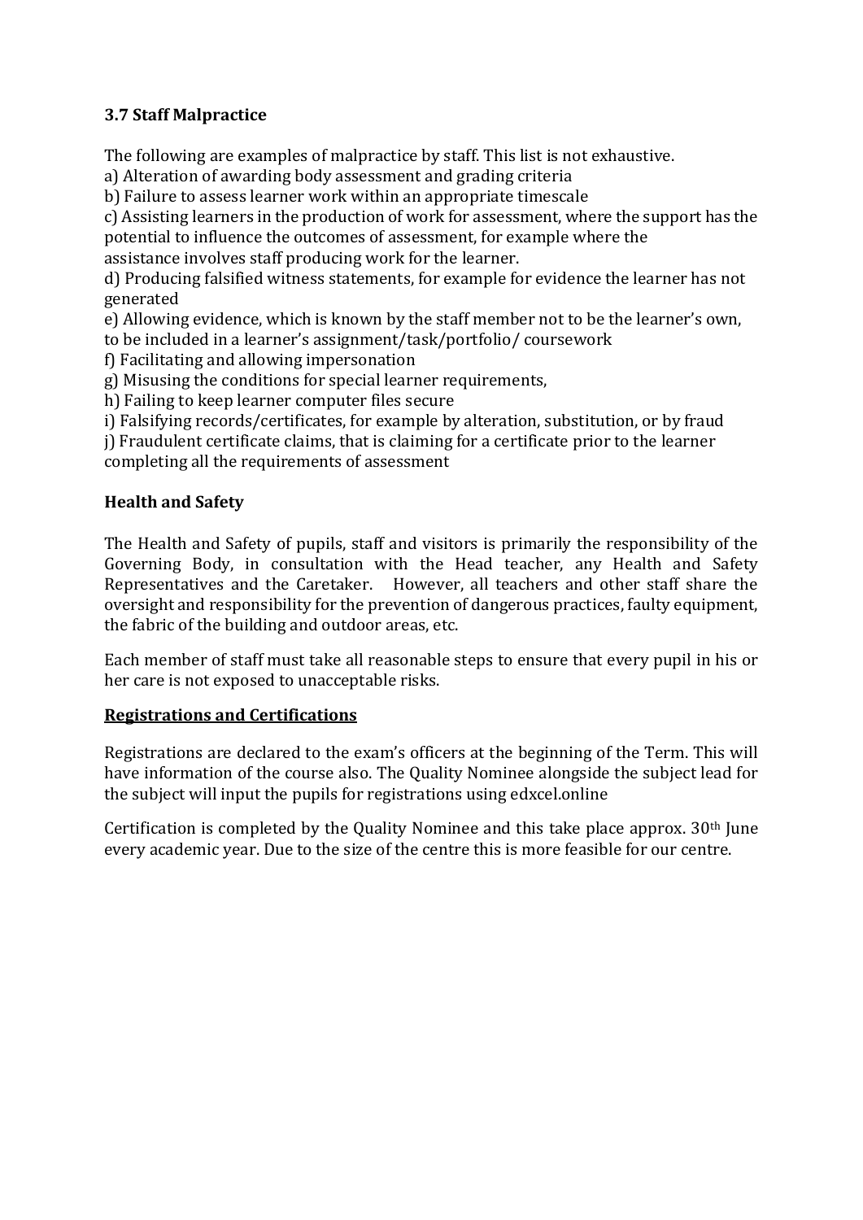### 3.7 Staff Malpractice

The following are examples of malpractice by staff. This list is not exhaustive.

a) Alteration of awarding body assessment and grading criteria
b) Failure to assess learner work within an appropriate timescale
c) Assisting learners in the production of work for assessment, where the support has the potential to influence the outcomes of assessment, for example where the assistance involves staff producing work for the learner.
d) Producing falsified witness statements, for example for evidence the learner has not generated
e) Allowing evidence, which is known by the staff member not to be the learner's own, to be included in a learner's assignment/task/portfolio/ coursework
f) Facilitating and allowing impersonation
g) Misusing the conditions for special learner requirements,
h) Failing to keep learner computer files secure
i) Falsifying records/certificates, for example by alteration, substitution, or by fraud
j) Fraudulent certificate claims, that is claiming for a certificate prior to the learner completing all the requirements of assessment

### Health and Safety

The Health and Safety of pupils, staff and visitors is primarily the responsibility of the Governing Body, in consultation with the Head teacher, any Health and Safety Representatives and the Caretaker. However, all teachers and other staff share the oversight and responsibility for the prevention of dangerous practices, faulty equipment, the fabric of the building and outdoor areas, etc.

Each member of staff must take all reasonable steps to ensure that every pupil in his or her care is not exposed to unacceptable risks.

### <u>Registrations and Certifications</u>

Registrations are declared to the exam's officers at the beginning of the Term. This will have information of the course also. The Quality Nominee alongside the subject lead for the subject will input the pupils for registrations using edxcel.online

Certification is completed by the Quality Nominee and this take place approx. 30th June every academic year. Due to the size of the centre this is more feasible for our centre.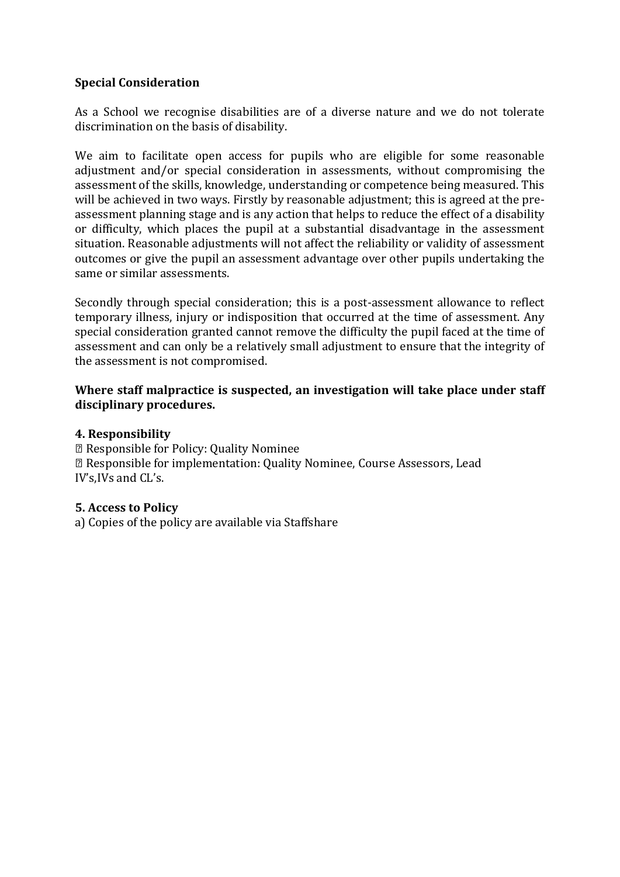**Special Consideration**

As a School we recognise disabilities are of a diverse nature and we do not tolerate discrimination on the basis of disability.

We aim to facilitate open access for pupils who are eligible for some reasonable adjustment and/or special consideration in assessments, without compromising the assessment of the skills, knowledge, understanding or competence being measured. This will be achieved in two ways. Firstly by reasonable adjustment; this is agreed at the pre-assessment planning stage and is any action that helps to reduce the effect of a disability or difficulty, which places the pupil at a substantial disadvantage in the assessment situation. Reasonable adjustments will not affect the reliability or validity of assessment outcomes or give the pupil an assessment advantage over other pupils undertaking the same or similar assessments.

Secondly through special consideration; this is a post-assessment allowance to reflect temporary illness, injury or indisposition that occurred at the time of assessment. Any special consideration granted cannot remove the difficulty the pupil faced at the time of assessment and can only be a relatively small adjustment to ensure that the integrity of the assessment is not compromised.

**Where staff malpractice is suspected, an investigation will take place under staff disciplinary procedures.**

**4. Responsibility**

- Responsible for Policy: Quality Nominee
- Responsible for implementation: Quality Nominee, Course Assessors, Lead IV's,IVs and CL's.

**5. Access to Policy**

a) Copies of the policy are available via Staffshare